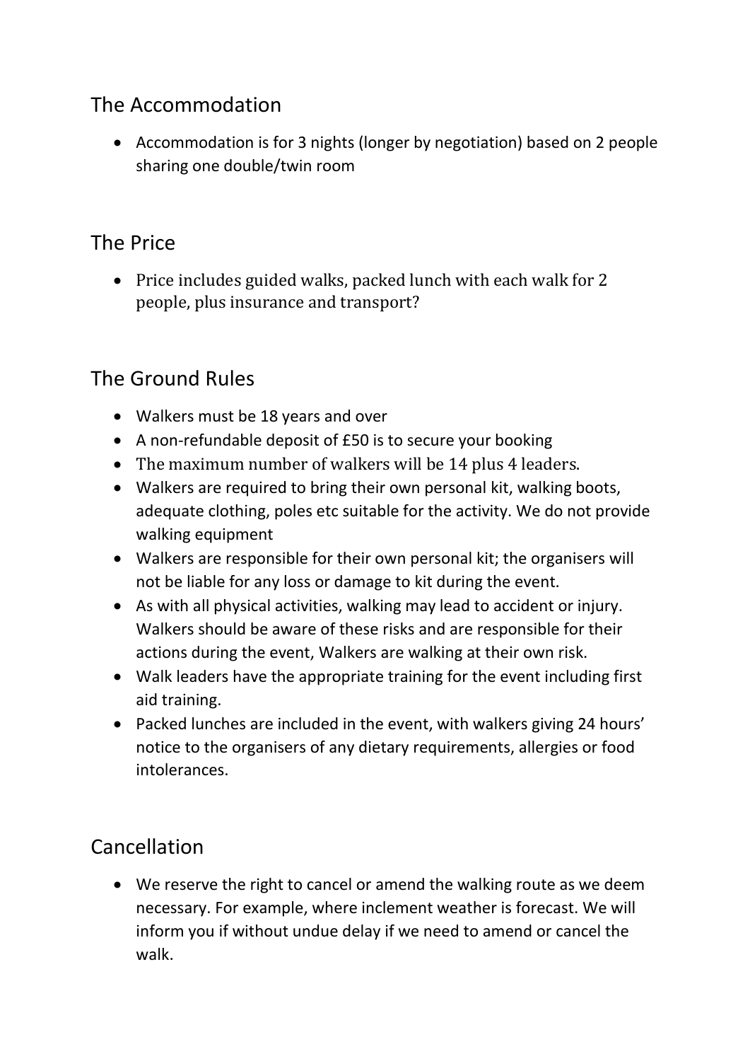## The Accommodation

- Accommodation is for 3 nights (longer by negotiation) based on 2 people sharing one double/twin room

## The Price

- Price includes guided walks, packed lunch with each walk for 2 people, plus insurance and transport?

## The Ground Rules

- Walkers must be 18 years and over
- A non-refundable deposit of £50 is to secure your booking
- The maximum number of walkers will be 14 plus 4 leaders.
- Walkers are required to bring their own personal kit, walking boots, adequate clothing, poles etc suitable for the activity. We do not provide walking equipment
- Walkers are responsible for their own personal kit; the organisers will not be liable for any loss or damage to kit during the event.
- As with all physical activities, walking may lead to accident or injury. Walkers should be aware of these risks and are responsible for their actions during the event, Walkers are walking at their own risk.
- Walk leaders have the appropriate training for the event including first aid training.
- Packed lunches are included in the event, with walkers giving 24 hours' notice to the organisers of any dietary requirements, allergies or food intolerances.

## Cancellation

- We reserve the right to cancel or amend the walking route as we deem necessary. For example, where inclement weather is forecast. We will inform you if without undue delay if we need to amend or cancel the walk.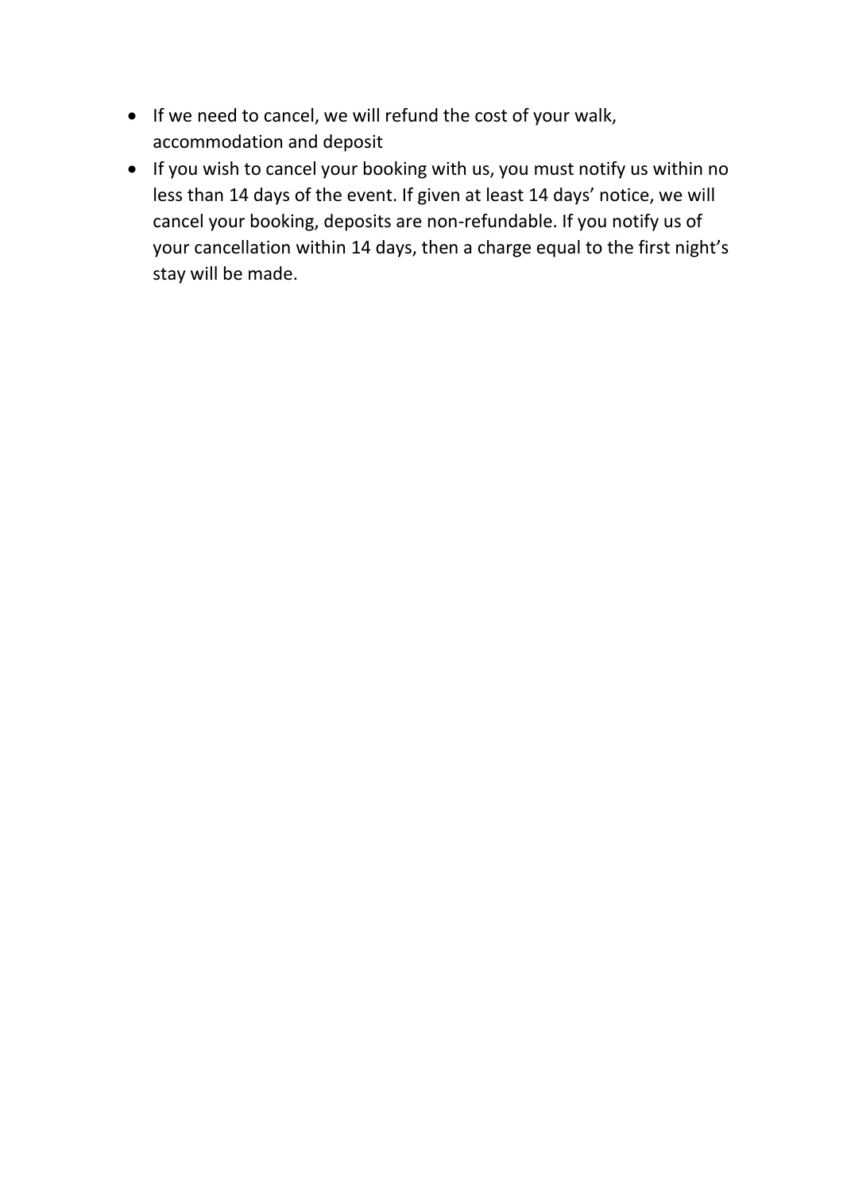- If we need to cancel, we will refund the cost of your walk, accommodation and deposit
- If you wish to cancel your booking with us, you must notify us within no less than 14 days of the event. If given at least 14 days' notice, we will cancel your booking, deposits are non-refundable. If you notify us of your cancellation within 14 days, then a charge equal to the first night's stay will be made.